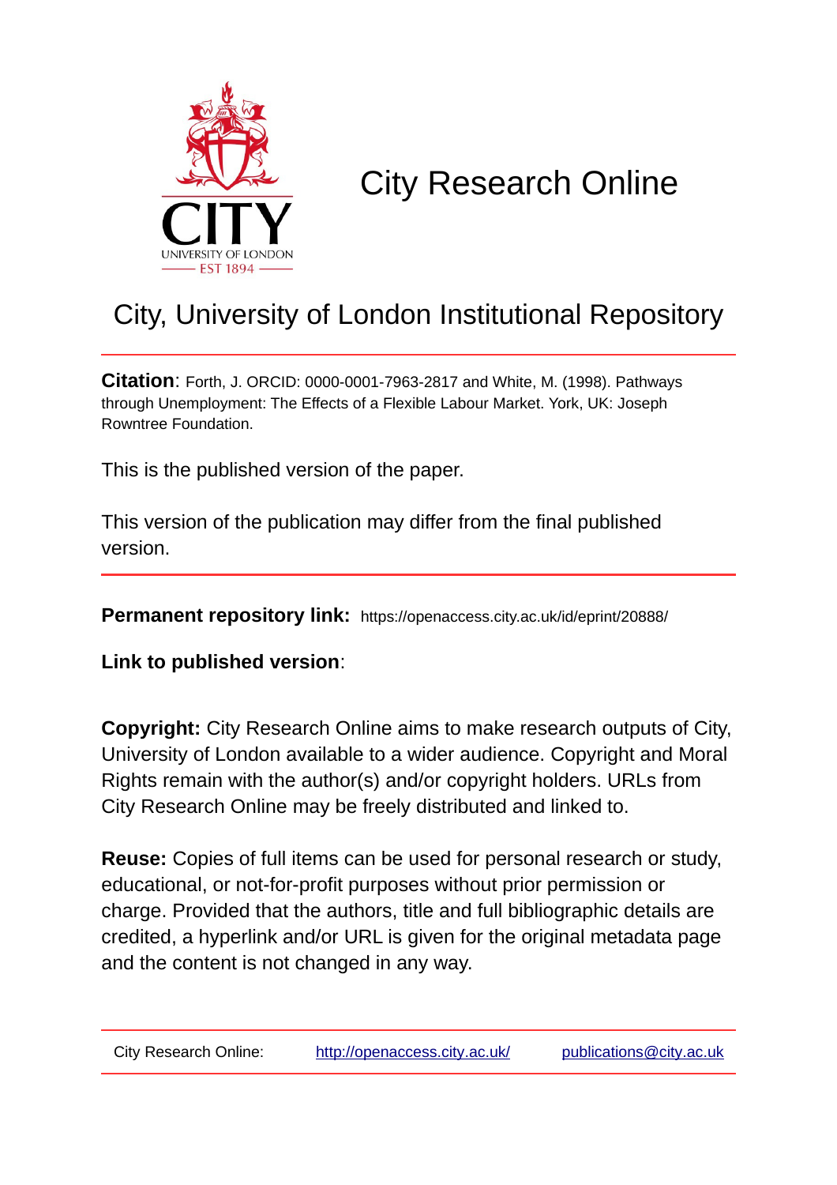# City Research Online

## City, University of London Institutional Repository

**Citation**: Forth, J. ORCID: 0000-0001-7963-2817 and White, M. (1998). Pathways through Unemployment: The Effects of a Flexible Labour Market. York, UK: Joseph Rowntree Foundation.

This is the published version of the paper.

This version of the publication may differ from the final published version.

**Permanent repository link:** https://openaccess.city.ac.uk/id/eprint/20888/

**Link to published version**:

**Copyright:** City Research Online aims to make research outputs of City, University of London available to a wider audience. Copyright and Moral Rights remain with the author(s) and/or copyright holders. URLs from City Research Online may be freely distributed and linked to.

**Reuse:** Copies of full items can be used for personal research or study, educational, or not-for-profit purposes without prior permission or charge. Provided that the authors, title and full bibliographic details are credited, a hyperlink and/or URL is given for the original metadata page and the content is not changed in any way.

City Research Online: http://openaccess.city.ac.uk/ publications@city.ac.uk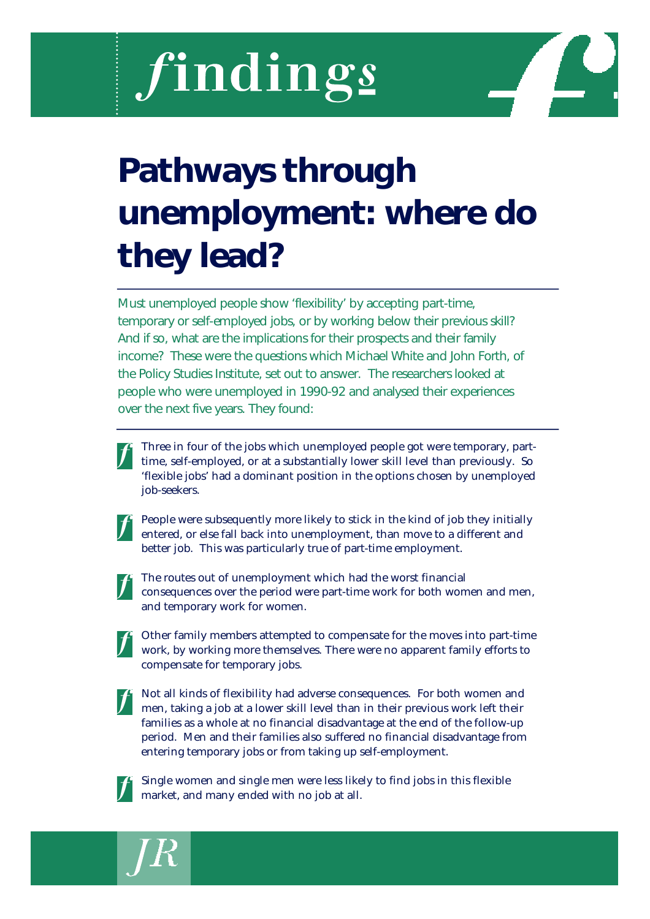# findings

# Pathways through unemployment: where do they lead?

Must unemployed people show 'flexibility' by accepting part-time, temporary or self-employed jobs, or by working below their previous skill? And if so, what are the implications for their prospects and their family income? These were the questions which Michael White and John Forth, of the Policy Studies Institute, set out to answer. The researchers looked at people who were unemployed in 1990-92 and analysed their experiences over the next five years. They found:

- Three in four of the jobs which unemployed people got were temporary, part-time, self-employed, or at a substantially lower skill level than previously. So 'flexible jobs' had a dominant position in the options chosen by unemployed job-seekers.

- People were subsequently more likely to stick in the kind of job they initially entered, or else fall back into unemployment, than move to a different and better job. This was particularly true of part-time employment.

- The routes out of unemployment which had the worst financial consequences over the period were part-time work for both women and men, and temporary work for women.

- Other family members attempted to compensate for the moves into part-time work, by working more themselves. There were no apparent family efforts to compensate for temporary jobs.

- Not all kinds of flexibility had adverse consequences. For both women and men, taking a job at a lower skill level than in their previous work left their families as a whole at no financial disadvantage at the end of the follow-up period. Men and their families also suffered no financial disadvantage from entering temporary jobs or from taking up self-employment.

- Single women and single men were less likely to find jobs in this flexible market, and many ended with no job at all.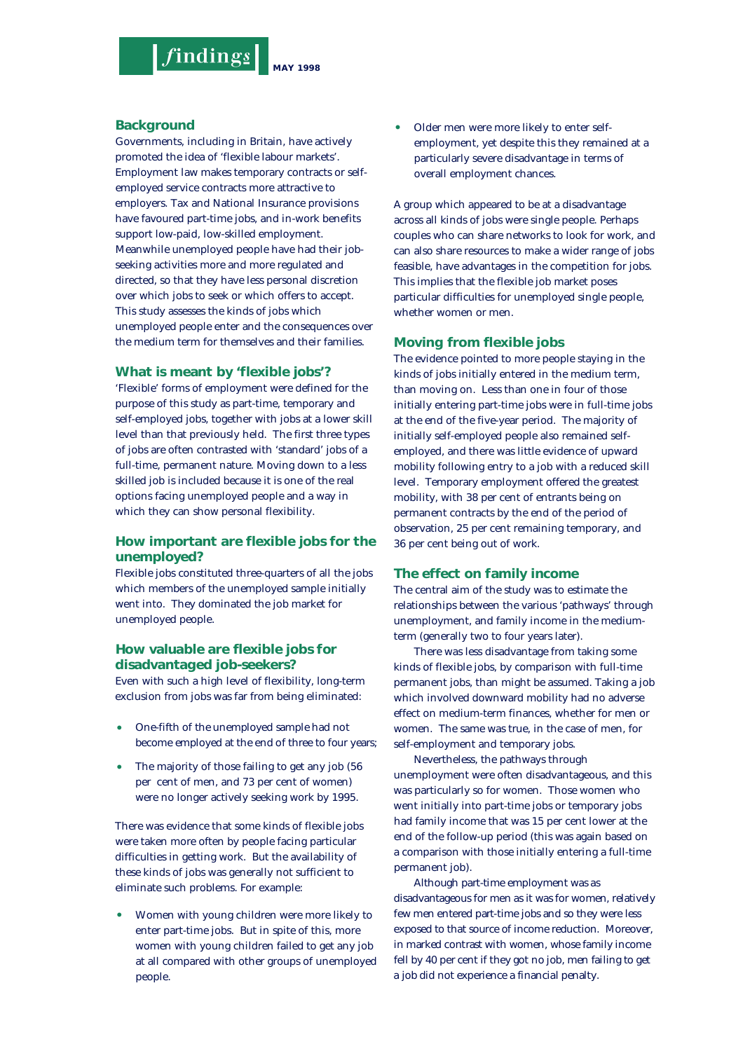## Background

Governments, including in Britain, have actively promoted the idea of 'flexible labour markets'. Employment law makes temporary contracts or self-employed service contracts more attractive to employers. Tax and National Insurance provisions have favoured part-time jobs, and in-work benefits support low-paid, low-skilled employment. Meanwhile unemployed people have had their job-seeking activities more and more regulated and directed, so that they have less personal discretion over which jobs to seek or which offers to accept. This study assesses the kinds of jobs which unemployed people enter and the consequences over the medium term for themselves and their families.

## What is meant by 'flexible jobs'?

'Flexible' forms of employment were defined for the purpose of this study as part-time, temporary and self-employed jobs, together with jobs at a lower skill level than that previously held. The first three types of jobs are often contrasted with 'standard' jobs of a full-time, permanent nature. Moving down to a less skilled job is included because it is one of the real options facing unemployed people and a way in which they can show personal flexibility.

## How important are flexible jobs for the unemployed?

Flexible jobs constituted three-quarters of all the jobs which members of the unemployed sample initially went into. They dominated the job market for unemployed people.

## How valuable are flexible jobs for disadvantaged job-seekers?

Even with such a high level of flexibility, long-term exclusion from jobs was far from being eliminated:

- One-fifth of the unemployed sample had not become employed at the end of three to four years;
- The majority of those failing to get any job (56 per cent of men, and 73 per cent of women) were no longer actively seeking work by 1995.

There was evidence that some kinds of flexible jobs were taken more often by people facing particular difficulties in getting work. But the availability of these kinds of jobs was generally not sufficient to eliminate such problems. For example:

- Women with young children were more likely to enter part-time jobs. But in spite of this, more women with young children failed to get any job at all compared with other groups of unemployed people.
- Older men were more likely to enter self-employment, yet despite this they remained at a particularly severe disadvantage in terms of overall employment chances.

A group which appeared to be at a disadvantage across all kinds of jobs were single people. Perhaps couples who can share networks to look for work, and can also share resources to make a wider range of jobs feasible, have advantages in the competition for jobs. This implies that the flexible job market poses particular difficulties for unemployed single people, whether women or men.

## Moving from flexible jobs

The evidence pointed to more people staying in the kinds of jobs initially entered in the medium term, than moving on. Less than one in four of those initially entering part-time jobs were in full-time jobs at the end of the five-year period. The majority of initially self-employed people also remained self-employed, and there was little evidence of upward mobility following entry to a job with a reduced skill level. Temporary employment offered the greatest mobility, with 38 per cent of entrants being on permanent contracts by the end of the period of observation, 25 per cent remaining temporary, and 36 per cent being out of work.

## The effect on family income

The central aim of the study was to estimate the relationships between the various 'pathways' through unemployment, and family income in the medium-term (generally two to four years later).

There was less disadvantage from taking some kinds of flexible jobs, by comparison with full-time permanent jobs, than might be assumed. Taking a job which involved downward mobility had no adverse effect on medium-term finances, whether for men or women. The same was true, in the case of men, for self-employment and temporary jobs.

Nevertheless, the pathways through unemployment were often disadvantageous, and this was particularly so for women. Those women who went initially into part-time jobs or temporary jobs had family income that was 15 per cent lower at the end of the follow-up period (this was again based on a comparison with those initially entering a full-time permanent job).

Although part-time employment was as disadvantageous for men as it was for women, relatively few men entered part-time jobs and so they were less exposed to that source of income reduction. Moreover, in marked contrast with women, whose family income fell by 40 per cent if they got no job, men failing to get a job did not experience a financial penalty.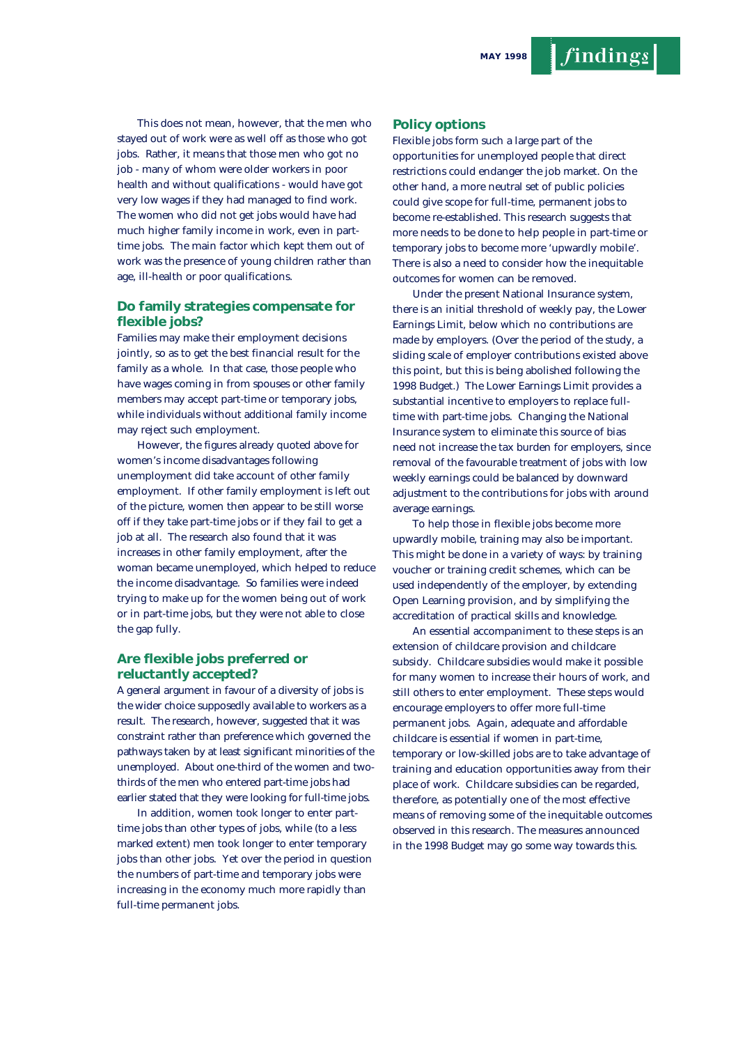This does not mean, however, that the men who stayed out of work were as well off as those who got jobs. Rather, it means that those men who got no job - many of whom were older workers in poor health and without qualifications - would have got very low wages if they had managed to find work. The women who did not get jobs would have had much higher family income in work, even in part-time jobs. The main factor which kept them out of work was the presence of young children rather than age, ill-health or poor qualifications.

## Do family strategies compensate for flexible jobs?

Families may make their employment decisions jointly, so as to get the best financial result for the family as a whole. In that case, those people who have wages coming in from spouses or other family members may accept part-time or temporary jobs, while individuals without additional family income may reject such employment.

However, the figures already quoted above for women's income disadvantages following unemployment did take account of other family employment. If other family employment is left out of the picture, women then appear to be still worse off if they take part-time jobs or if they fail to get a job at all. The research also found that it was increases in other family employment, after the woman became unemployed, which helped to reduce the income disadvantage. So families were indeed trying to make up for the women being out of work or in part-time jobs, but they were not able to close the gap fully.

## Are flexible jobs preferred or reluctantly accepted?

A general argument in favour of a diversity of jobs is the wider choice supposedly available to workers as a result. The research, however, suggested that it was constraint rather than preference which governed the pathways taken by at least significant minorities of the unemployed. About one-third of the women and two-thirds of the men who entered part-time jobs had earlier stated that they were looking for full-time jobs.

In addition, women took longer to enter part-time jobs than other types of jobs, while (to a less marked extent) men took longer to enter temporary jobs than other jobs. Yet over the period in question the numbers of part-time and temporary jobs were increasing in the economy much more rapidly than full-time permanent jobs.

## Policy options

Flexible jobs form such a large part of the opportunities for unemployed people that direct restrictions could endanger the job market. On the other hand, a more neutral set of public policies could give scope for full-time, permanent jobs to become re-established. This research suggests that more needs to be done to help people in part-time or temporary jobs to become more 'upwardly mobile'. There is also a need to consider how the inequitable outcomes for women can be removed.

Under the present National Insurance system, there is an initial threshold of weekly pay, the Lower Earnings Limit, below which no contributions are made by employers. (Over the period of the study, a sliding scale of employer contributions existed above this point, but this is being abolished following the 1998 Budget.) The Lower Earnings Limit provides a substantial incentive to employers to replace full-time with part-time jobs. Changing the National Insurance system to eliminate this source of bias need not increase the tax burden for employers, since removal of the favourable treatment of jobs with low weekly earnings could be balanced by downward adjustment to the contributions for jobs with around average earnings.

To help those in flexible jobs become more upwardly mobile, training may also be important. This might be done in a variety of ways: by training voucher or training credit schemes, which can be used independently of the employer, by extending Open Learning provision, and by simplifying the accreditation of practical skills and knowledge.

An essential accompaniment to these steps is an extension of childcare provision and childcare subsidy. Childcare subsidies would make it possible for many women to increase their hours of work, and still others to enter employment. These steps would encourage employers to offer more full-time permanent jobs. Again, adequate and affordable childcare is essential if women in part-time, temporary or low-skilled jobs are to take advantage of training and education opportunities away from their place of work. Childcare subsidies can be regarded, therefore, as potentially one of the most effective means of removing some of the inequitable outcomes observed in this research. The measures announced in the 1998 Budget may go some way towards this.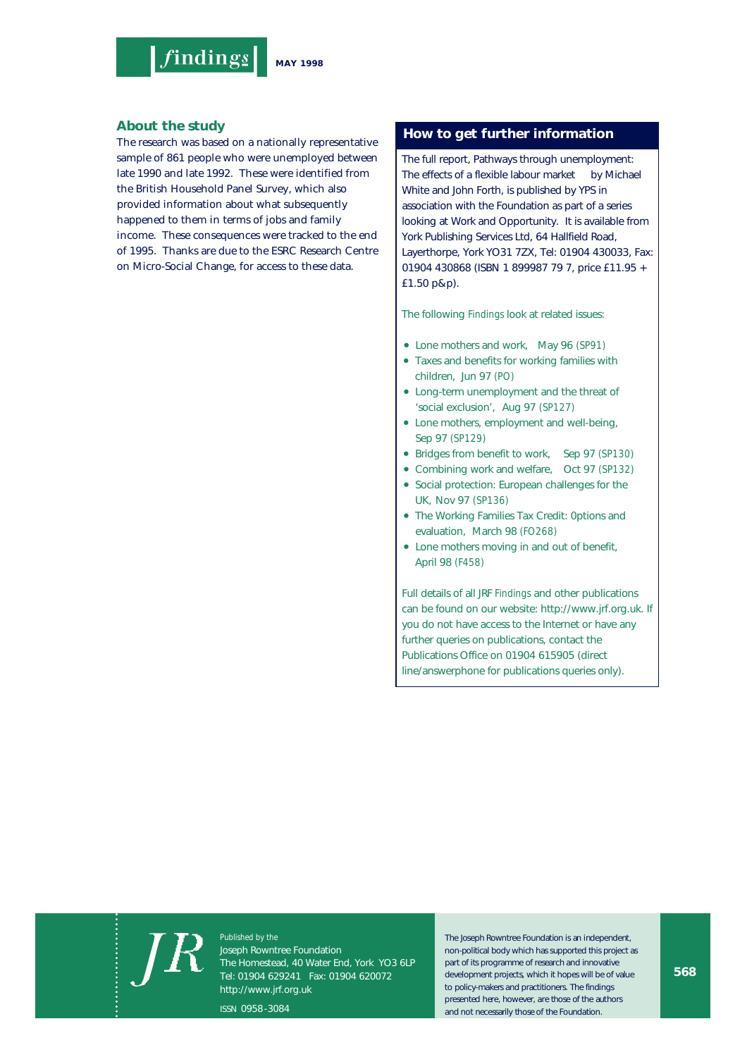## About the study

The research was based on a nationally representative sample of 861 people who were unemployed between late 1990 and late 1992. These were identified from the British Household Panel Survey, which also provided information about what subsequently happened to them in terms of jobs and family income. These consequences were tracked to the end of 1995. Thanks are due to the ESRC Research Centre on Micro-Social Change, for access to these data.

## How to get further information

The full report, *Pathways through unemployment: The effects of a flexible labour market* by Michael White and John Forth, is published by YPS in association with the Foundation as part of a series looking at Work and Opportunity. It is available from York Publishing Services Ltd, 64 Hallfield Road, Layerthorpe, York YO31 7ZX, Tel: 01904 430033, Fax: 01904 430868 (ISBN 1 899987 79 7, price £11.95 + £1.50 p&p).

The following *Findings* look at related issues:

- *Lone mothers and work*, May 96 (SP91)
- *Taxes and benefits for working families with children*, Jun 97 (PO)
- *Long-term unemployment and the threat of 'social exclusion'*, Aug 97 (SP127)
- *Lone mothers, employment and well-being*, Sep 97 (SP129)
- *Bridges from benefit to work*, Sep 97 (SP130)
- *Combining work and welfare*, Oct 97 (SP132)
- *Social protection: European challenges for the UK*, Nov 97 (SP136)
- *The Working Families Tax Credit: Options and evaluation*, March 98 (FO268)
- *Lone mothers moving in and out of benefit*, April 98 (F458)

Full details of all JRF *Findings* and other publications can be found on our website: http://www.jrf.org.uk. If you do not have access to the Internet or have any further queries on publications, contact the Publications Office on 01904 615905 (direct line/answerphone for publications queries only).

Published by the
Joseph Rowntree Foundation
The Homestead, 40 Water End, York YO3 6LP
Tel: 01904 629241 Fax: 01904 620072
http://www.jrf.org.uk

ISSN 0958-3084

The Joseph Rowntree Foundation is an independent, non-political body which has supported this project as part of its programme of research and innovative development projects, which it hopes will be of value to policy-makers and practitioners. The findings presented here, however, are those of the authors and not necessarily those of the Foundation.

568